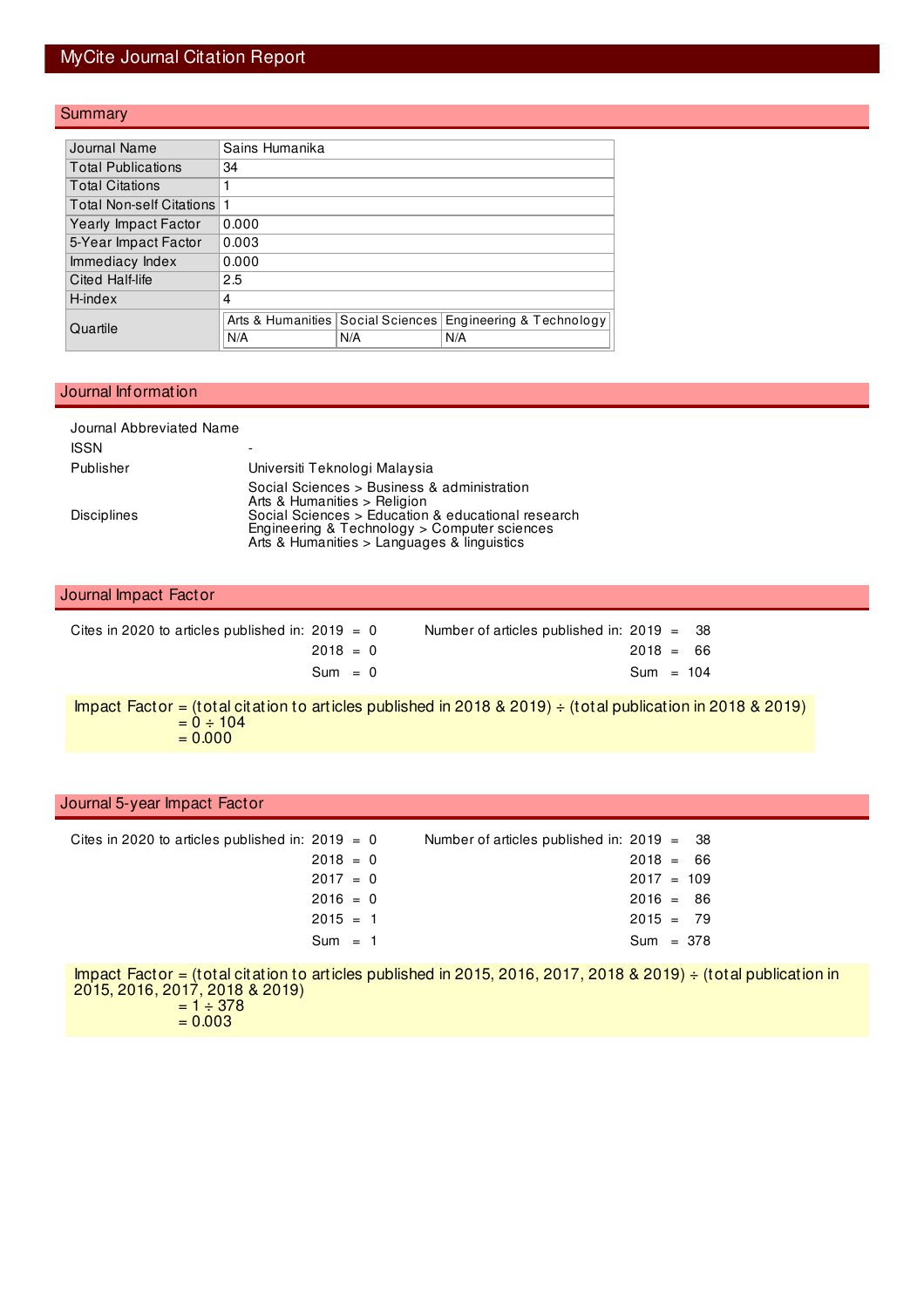# MyCite Journal Citation Report

## Summary

| | |
|---|---|
| Journal Name | Sains Humanika |
| Total Publications | 34 |
| Total Citations | 1 |
| Total Non-self Citations | 1 |
| Yearly Impact Factor | 0.000 |
| 5-Year Impact Factor | 0.003 |
| Immediacy Index | 0.000 |
| Cited Half-life | 2.5 |
| H-index | 4 |
| Quartile | Arts & Humanities: N/A; Social Sciences: N/A; Engineering & Technology: N/A |

## Journal Information

| | |
|---|---|
| Journal Abbreviated Name | |
| ISSN | - |
| Publisher | Universiti Teknologi Malaysia |
| Disciplines | Social Sciences > Business & administration<br>Arts & Humanities > Religion<br>Social Sciences > Education & educational research<br>Engineering & Technology > Computer sciences<br>Arts & Humanities > Languages & linguistics |

## Journal Impact Factor

| Cites in 2020 to articles published in: | | Number of articles published in: | |
|---|---|---|---|
| 2019 | 0 | 2019 | 38 |
| 2018 | 0 | 2018 | 66 |
| Sum | 0 | Sum | 104 |

Impact Factor = (total citation to articles published in 2018 & 2019) ÷ (total publication in 2018 & 2019)
= 0 ÷ 104
= 0.000

## Journal 5-year Impact Factor

| Cites in 2020 to articles published in: | | Number of articles published in: | |
|---|---|---|---|
| 2019 | 0 | 2019 | 38 |
| 2018 | 0 | 2018 | 66 |
| 2017 | 0 | 2017 | 109 |
| 2016 | 0 | 2016 | 86 |
| 2015 | 1 | 2015 | 79 |
| Sum | 1 | Sum | 378 |

Impact Factor = (total citation to articles published in 2015, 2016, 2017, 2018 & 2019) ÷ (total publication in 2015, 2016, 2017, 2018 & 2019)
= 1 ÷ 378
= 0.003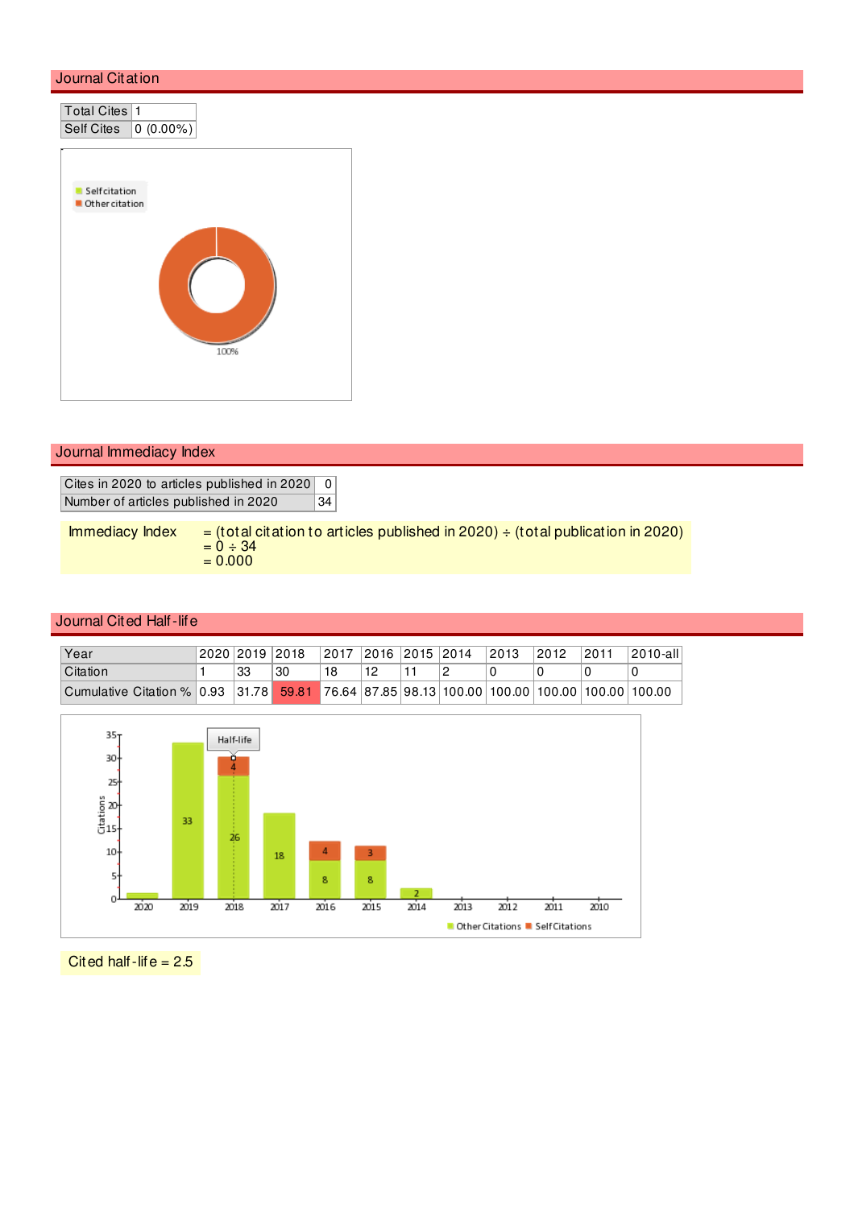## Journal Citation

| Total Cites | 1 |
|---|---|
| Self Cites | 0 (0.00%) |

## Journal Immediacy Index

| Cites in 2020 to articles published in 2020 | 0 |
|---|---|
| Number of articles published in 2020 | 34 |

Immediacy Index = (total citation to articles published in 2020) ÷ (total publication in 2020)
= 0 ÷ 34
= 0.000

## Journal Cited Half-life

| Year | 2020 | 2019 | 2018 | 2017 | 2016 | 2015 | 2014 | 2013 | 2012 | 2011 | 2010-all |
|---|---|---|---|---|---|---|---|---|---|---|---|
| Citation | 1 | 33 | 30 | 18 | 12 | 11 | 2 | 0 | 0 | 0 | 0 |
| Cumulative Citation % | 0.93 | 31.78 | 59.81 | 76.64 | 87.85 | 98.13 | 100.00 | 100.00 | 100.00 | 100.00 | 100.00 |

Cited half-life = 2.5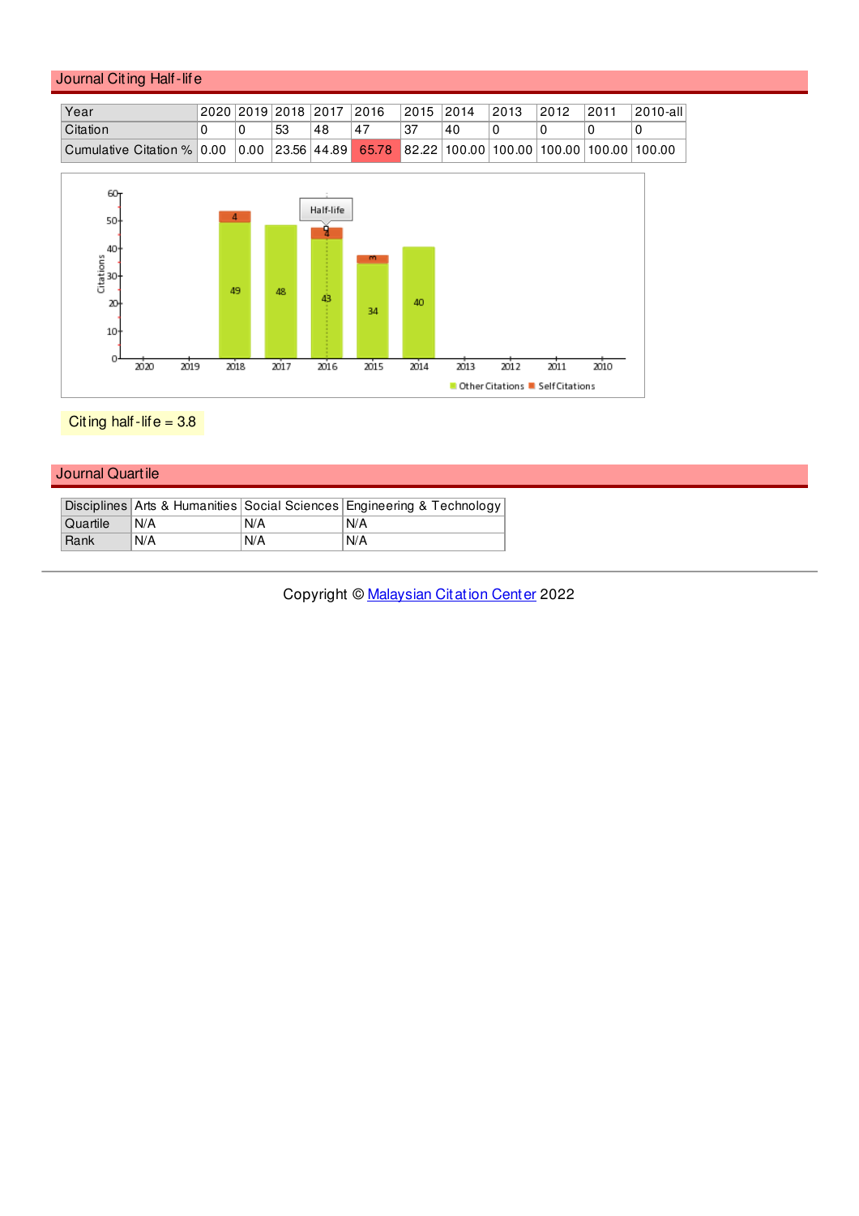## Journal Citing Half-life

| Year | 2020 | 2019 | 2018 | 2017 | 2016 | 2015 | 2014 | 2013 | 2012 | 2011 | 2010-all |
|---|---|---|---|---|---|---|---|---|---|---|---|
| Citation | 0 | 0 | 53 | 48 | 47 | 37 | 40 | 0 | 0 | 0 | 0 |
| Cumulative Citation % | 0.00 | 0.00 | 23.56 | 44.89 | 65.78 | 82.22 | 100.00 | 100.00 | 100.00 | 100.00 | 100.00 |

Half-life

Citations

60
50
40
30
20
10
0

4
49
48
4
43
3
34
40

2020 2019 2018 2017 2016 2015 2014 2013 2012 2011 2010

Other Citations Self Citations

Citing half-life = 3.8

## Journal Quartile

| Disciplines | Arts & Humanities | Social Sciences | Engineering & Technology |
|---|---|---|---|
| Quartile | N/A | N/A | N/A |
| Rank | N/A | N/A | N/A |

---

Copyright © Malaysian Citation Center 2022